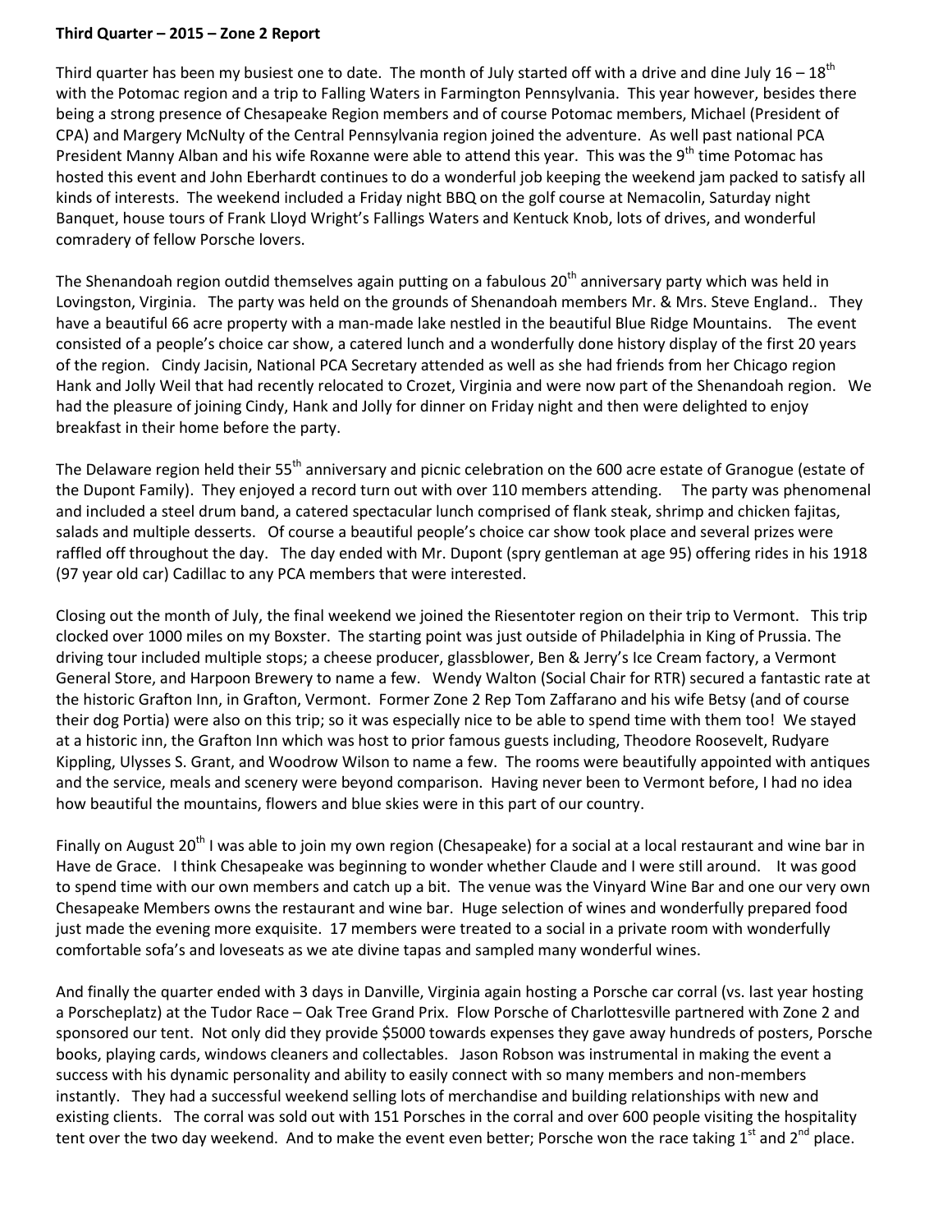**Third Quarter – 2015 – Zone 2 Report**

Third quarter has been my busiest one to date. The month of July started off with a drive and dine July 16 – 18th with the Potomac region and a trip to Falling Waters in Farmington Pennsylvania. This year however, besides there being a strong presence of Chesapeake Region members and of course Potomac members, Michael (President of CPA) and Margery McNulty of the Central Pennsylvania region joined the adventure. As well past national PCA President Manny Alban and his wife Roxanne were able to attend this year. This was the 9th time Potomac has hosted this event and John Eberhardt continues to do a wonderful job keeping the weekend jam packed to satisfy all kinds of interests. The weekend included a Friday night BBQ on the golf course at Nemacolin, Saturday night Banquet, house tours of Frank Lloyd Wright's Fallings Waters and Kentuck Knob, lots of drives, and wonderful comradery of fellow Porsche lovers.

The Shenandoah region outdid themselves again putting on a fabulous 20th anniversary party which was held in Lovingston, Virginia. The party was held on the grounds of Shenandoah members Mr. & Mrs. Steve England.. They have a beautiful 66 acre property with a man-made lake nestled in the beautiful Blue Ridge Mountains. The event consisted of a people's choice car show, a catered lunch and a wonderfully done history display of the first 20 years of the region. Cindy Jacisin, National PCA Secretary attended as well as she had friends from her Chicago region Hank and Jolly Weil that had recently relocated to Crozet, Virginia and were now part of the Shenandoah region. We had the pleasure of joining Cindy, Hank and Jolly for dinner on Friday night and then were delighted to enjoy breakfast in their home before the party.

The Delaware region held their 55th anniversary and picnic celebration on the 600 acre estate of Granogue (estate of the Dupont Family). They enjoyed a record turn out with over 110 members attending. The party was phenomenal and included a steel drum band, a catered spectacular lunch comprised of flank steak, shrimp and chicken fajitas, salads and multiple desserts. Of course a beautiful people's choice car show took place and several prizes were raffled off throughout the day. The day ended with Mr. Dupont (spry gentleman at age 95) offering rides in his 1918 (97 year old car) Cadillac to any PCA members that were interested.

Closing out the month of July, the final weekend we joined the Riesentoter region on their trip to Vermont. This trip clocked over 1000 miles on my Boxster. The starting point was just outside of Philadelphia in King of Prussia. The driving tour included multiple stops; a cheese producer, glassblower, Ben & Jerry's Ice Cream factory, a Vermont General Store, and Harpoon Brewery to name a few. Wendy Walton (Social Chair for RTR) secured a fantastic rate at the historic Grafton Inn, in Grafton, Vermont. Former Zone 2 Rep Tom Zaffarano and his wife Betsy (and of course their dog Portia) were also on this trip; so it was especially nice to be able to spend time with them too! We stayed at a historic inn, the Grafton Inn which was host to prior famous guests including, Theodore Roosevelt, Rudyare Kippling, Ulysses S. Grant, and Woodrow Wilson to name a few. The rooms were beautifully appointed with antiques and the service, meals and scenery were beyond comparison. Having never been to Vermont before, I had no idea how beautiful the mountains, flowers and blue skies were in this part of our country.

Finally on August 20th I was able to join my own region (Chesapeake) for a social at a local restaurant and wine bar in Have de Grace. I think Chesapeake was beginning to wonder whether Claude and I were still around. It was good to spend time with our own members and catch up a bit. The venue was the Vinyard Wine Bar and one our very own Chesapeake Members owns the restaurant and wine bar. Huge selection of wines and wonderfully prepared food just made the evening more exquisite. 17 members were treated to a social in a private room with wonderfully comfortable sofa's and loveseats as we ate divine tapas and sampled many wonderful wines.

And finally the quarter ended with 3 days in Danville, Virginia again hosting a Porsche car corral (vs. last year hosting a Porscheplatz) at the Tudor Race – Oak Tree Grand Prix. Flow Porsche of Charlottesville partnered with Zone 2 and sponsored our tent. Not only did they provide $5000 towards expenses they gave away hundreds of posters, Porsche books, playing cards, windows cleaners and collectables. Jason Robson was instrumental in making the event a success with his dynamic personality and ability to easily connect with so many members and non-members instantly. They had a successful weekend selling lots of merchandise and building relationships with new and existing clients. The corral was sold out with 151 Porsches in the corral and over 600 people visiting the hospitality tent over the two day weekend. And to make the event even better; Porsche won the race taking 1st and 2nd place.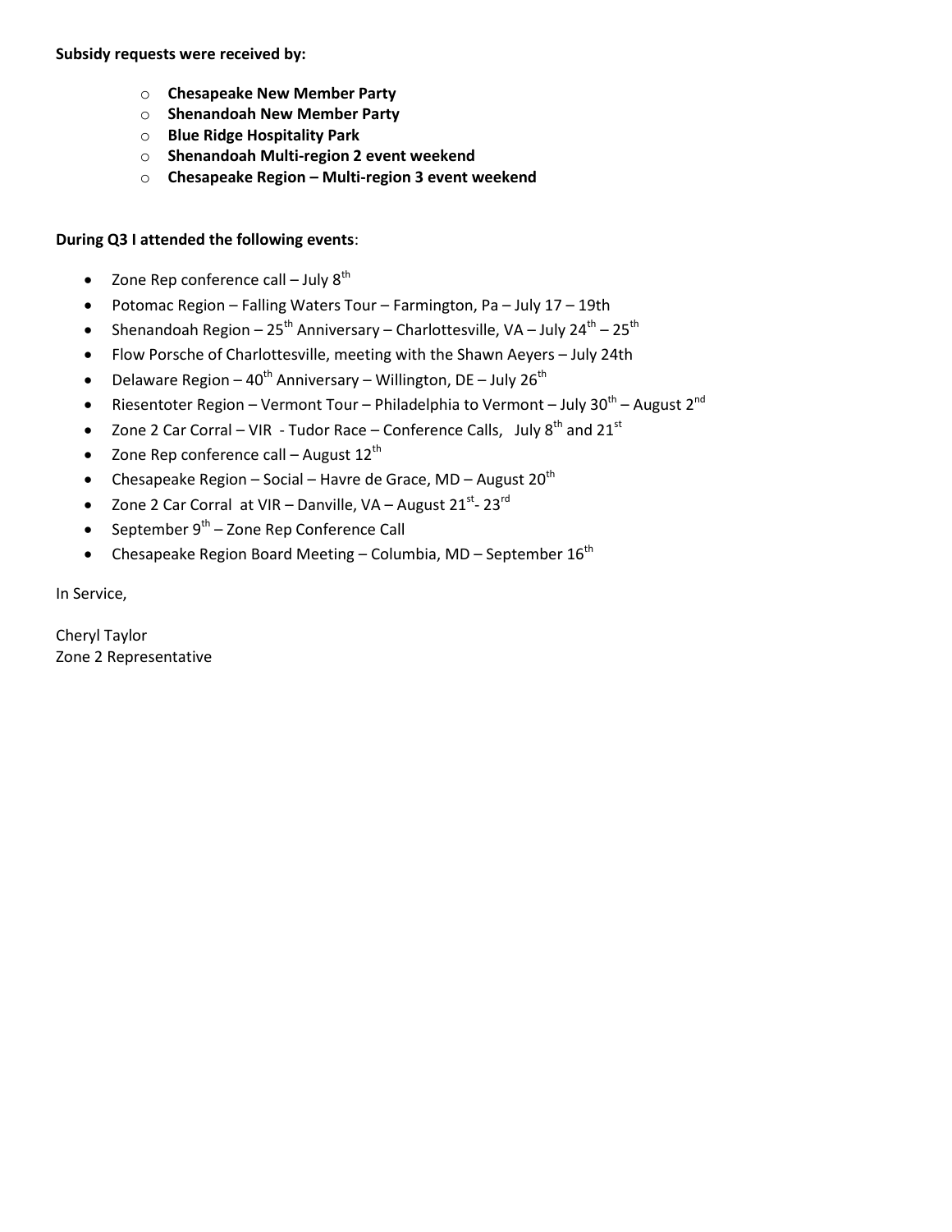**Subsidy requests were received by:**

- **Chesapeake New Member Party**
- **Shenandoah New Member Party**
- **Blue Ridge Hospitality Park**
- **Shenandoah Multi-region 2 event weekend**
- **Chesapeake Region – Multi-region 3 event weekend**

**During Q3 I attended the following events**:

- Zone Rep conference call – July 8th
- Potomac Region – Falling Waters Tour – Farmington, Pa – July 17 – 19th
- Shenandoah Region – 25th Anniversary – Charlottesville, VA – July 24th – 25th
- Flow Porsche of Charlottesville, meeting with the Shawn Aeyers – July 24th
- Delaware Region – 40th Anniversary – Willington, DE – July 26th
- Riesentoter Region – Vermont Tour – Philadelphia to Vermont – July 30th – August 2nd
- Zone 2 Car Corral – VIR - Tudor Race – Conference Calls, July 8th and 21st
- Zone Rep conference call – August 12th
- Chesapeake Region – Social – Havre de Grace, MD – August 20th
- Zone 2 Car Corral at VIR – Danville, VA – August 21st- 23rd
- September 9th – Zone Rep Conference Call
- Chesapeake Region Board Meeting – Columbia, MD – September 16th

In Service,

Cheryl Taylor
Zone 2 Representative